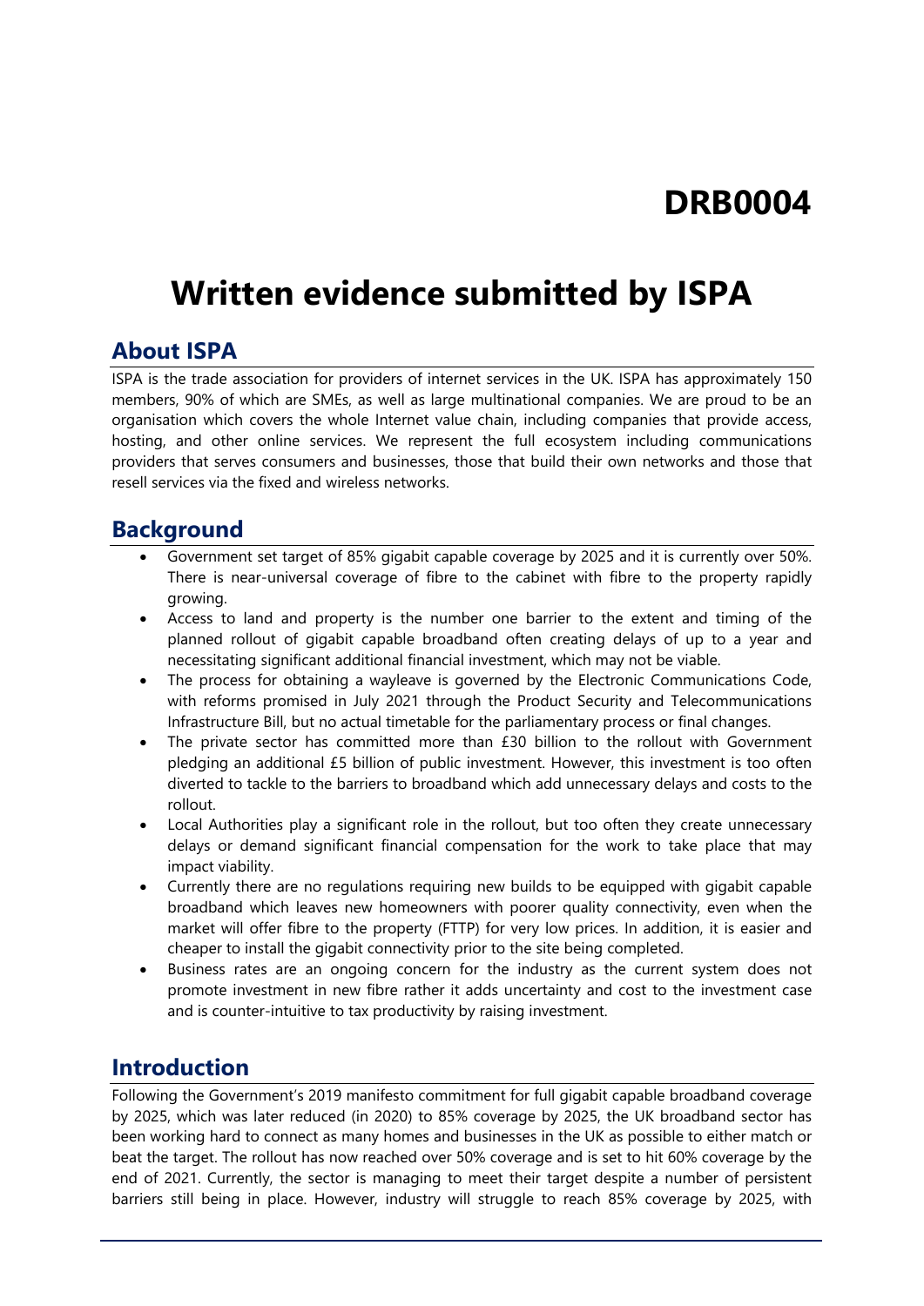# DRB0004

# Written evidence submitted by ISPA

## About ISPA

ISPA is the trade association for providers of internet services in the UK. ISPA has approximately 150 members, 90% of which are SMEs, as well as large multinational companies. We are proud to be an organisation which covers the whole Internet value chain, including companies that provide access, hosting, and other online services. We represent the full ecosystem including communications providers that serves consumers and businesses, those that build their own networks and those that resell services via the fixed and wireless networks.

## Background

- Government set target of 85% gigabit capable coverage by 2025 and it is currently over 50%. There is near-universal coverage of fibre to the cabinet with fibre to the property rapidly growing.
- Access to land and property is the number one barrier to the extent and timing of the planned rollout of gigabit capable broadband often creating delays of up to a year and necessitating significant additional financial investment, which may not be viable.
- The process for obtaining a wayleave is governed by the Electronic Communications Code, with reforms promised in July 2021 through the Product Security and Telecommunications Infrastructure Bill, but no actual timetable for the parliamentary process or final changes.
- The private sector has committed more than £30 billion to the rollout with Government pledging an additional £5 billion of public investment. However, this investment is too often diverted to tackle to the barriers to broadband which add unnecessary delays and costs to the rollout.
- Local Authorities play a significant role in the rollout, but too often they create unnecessary delays or demand significant financial compensation for the work to take place that may impact viability.
- Currently there are no regulations requiring new builds to be equipped with gigabit capable broadband which leaves new homeowners with poorer quality connectivity, even when the market will offer fibre to the property (FTTP) for very low prices. In addition, it is easier and cheaper to install the gigabit connectivity prior to the site being completed.
- Business rates are an ongoing concern for the industry as the current system does not promote investment in new fibre rather it adds uncertainty and cost to the investment case and is counter-intuitive to tax productivity by raising investment.

## Introduction

Following the Government's 2019 manifesto commitment for full gigabit capable broadband coverage by 2025, which was later reduced (in 2020) to 85% coverage by 2025, the UK broadband sector has been working hard to connect as many homes and businesses in the UK as possible to either match or beat the target. The rollout has now reached over 50% coverage and is set to hit 60% coverage by the end of 2021. Currently, the sector is managing to meet their target despite a number of persistent barriers still being in place. However, industry will struggle to reach 85% coverage by 2025, with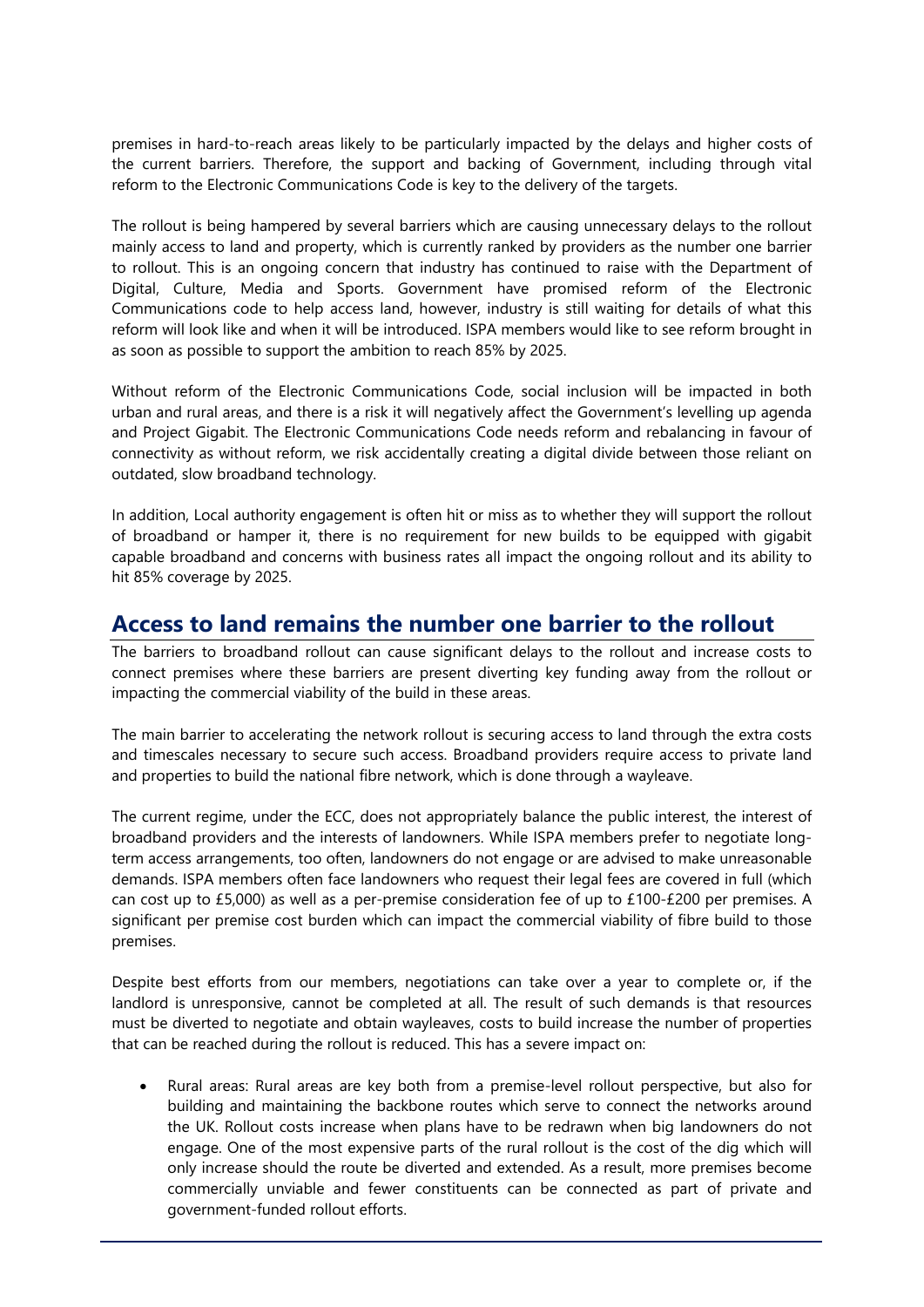premises in hard-to-reach areas likely to be particularly impacted by the delays and higher costs of the current barriers. Therefore, the support and backing of Government, including through vital reform to the Electronic Communications Code is key to the delivery of the targets.

The rollout is being hampered by several barriers which are causing unnecessary delays to the rollout mainly access to land and property, which is currently ranked by providers as the number one barrier to rollout. This is an ongoing concern that industry has continued to raise with the Department of Digital, Culture, Media and Sports. Government have promised reform of the Electronic Communications code to help access land, however, industry is still waiting for details of what this reform will look like and when it will be introduced. ISPA members would like to see reform brought in as soon as possible to support the ambition to reach 85% by 2025.

Without reform of the Electronic Communications Code, social inclusion will be impacted in both urban and rural areas, and there is a risk it will negatively affect the Government's levelling up agenda and Project Gigabit. The Electronic Communications Code needs reform and rebalancing in favour of connectivity as without reform, we risk accidentally creating a digital divide between those reliant on outdated, slow broadband technology.

In addition, Local authority engagement is often hit or miss as to whether they will support the rollout of broadband or hamper it, there is no requirement for new builds to be equipped with gigabit capable broadband and concerns with business rates all impact the ongoing rollout and its ability to hit 85% coverage by 2025.

## Access to land remains the number one barrier to the rollout

The barriers to broadband rollout can cause significant delays to the rollout and increase costs to connect premises where these barriers are present diverting key funding away from the rollout or impacting the commercial viability of the build in these areas.

The main barrier to accelerating the network rollout is securing access to land through the extra costs and timescales necessary to secure such access. Broadband providers require access to private land and properties to build the national fibre network, which is done through a wayleave.

The current regime, under the ECC, does not appropriately balance the public interest, the interest of broadband providers and the interests of landowners. While ISPA members prefer to negotiate long-term access arrangements, too often, landowners do not engage or are advised to make unreasonable demands. ISPA members often face landowners who request their legal fees are covered in full (which can cost up to £5,000) as well as a per-premise consideration fee of up to £100-£200 per premises. A significant per premise cost burden which can impact the commercial viability of fibre build to those premises.

Despite best efforts from our members, negotiations can take over a year to complete or, if the landlord is unresponsive, cannot be completed at all. The result of such demands is that resources must be diverted to negotiate and obtain wayleaves, costs to build increase the number of properties that can be reached during the rollout is reduced. This has a severe impact on:

- Rural areas: Rural areas are key both from a premise-level rollout perspective, but also for building and maintaining the backbone routes which serve to connect the networks around the UK. Rollout costs increase when plans have to be redrawn when big landowners do not engage. One of the most expensive parts of the rural rollout is the cost of the dig which will only increase should the route be diverted and extended. As a result, more premises become commercially unviable and fewer constituents can be connected as part of private and government-funded rollout efforts.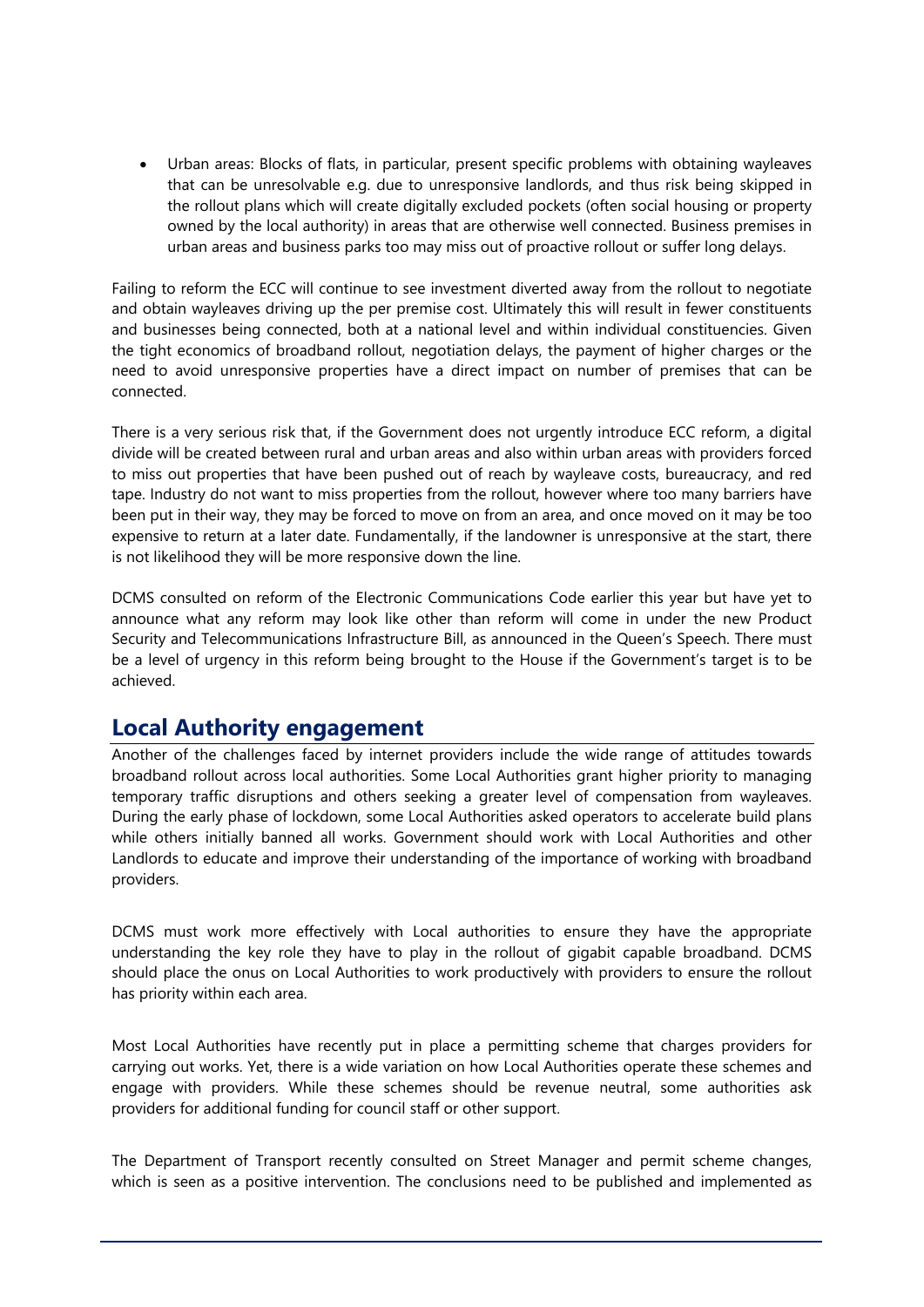- Urban areas: Blocks of flats, in particular, present specific problems with obtaining wayleaves that can be unresolvable e.g. due to unresponsive landlords, and thus risk being skipped in the rollout plans which will create digitally excluded pockets (often social housing or property owned by the local authority) in areas that are otherwise well connected. Business premises in urban areas and business parks too may miss out of proactive rollout or suffer long delays.

Failing to reform the ECC will continue to see investment diverted away from the rollout to negotiate and obtain wayleaves driving up the per premise cost. Ultimately this will result in fewer constituents and businesses being connected, both at a national level and within individual constituencies. Given the tight economics of broadband rollout, negotiation delays, the payment of higher charges or the need to avoid unresponsive properties have a direct impact on number of premises that can be connected.

There is a very serious risk that, if the Government does not urgently introduce ECC reform, a digital divide will be created between rural and urban areas and also within urban areas with providers forced to miss out properties that have been pushed out of reach by wayleave costs, bureaucracy, and red tape. Industry do not want to miss properties from the rollout, however where too many barriers have been put in their way, they may be forced to move on from an area, and once moved on it may be too expensive to return at a later date. Fundamentally, if the landowner is unresponsive at the start, there is not likelihood they will be more responsive down the line.

DCMS consulted on reform of the Electronic Communications Code earlier this year but have yet to announce what any reform may look like other than reform will come in under the new Product Security and Telecommunications Infrastructure Bill, as announced in the Queen's Speech. There must be a level of urgency in this reform being brought to the House if the Government's target is to be achieved.

## Local Authority engagement

Another of the challenges faced by internet providers include the wide range of attitudes towards broadband rollout across local authorities. Some Local Authorities grant higher priority to managing temporary traffic disruptions and others seeking a greater level of compensation from wayleaves. During the early phase of lockdown, some Local Authorities asked operators to accelerate build plans while others initially banned all works. Government should work with Local Authorities and other Landlords to educate and improve their understanding of the importance of working with broadband providers.

DCMS must work more effectively with Local authorities to ensure they have the appropriate understanding the key role they have to play in the rollout of gigabit capable broadband. DCMS should place the onus on Local Authorities to work productively with providers to ensure the rollout has priority within each area.

Most Local Authorities have recently put in place a permitting scheme that charges providers for carrying out works. Yet, there is a wide variation on how Local Authorities operate these schemes and engage with providers. While these schemes should be revenue neutral, some authorities ask providers for additional funding for council staff or other support.

The Department of Transport recently consulted on Street Manager and permit scheme changes, which is seen as a positive intervention. The conclusions need to be published and implemented as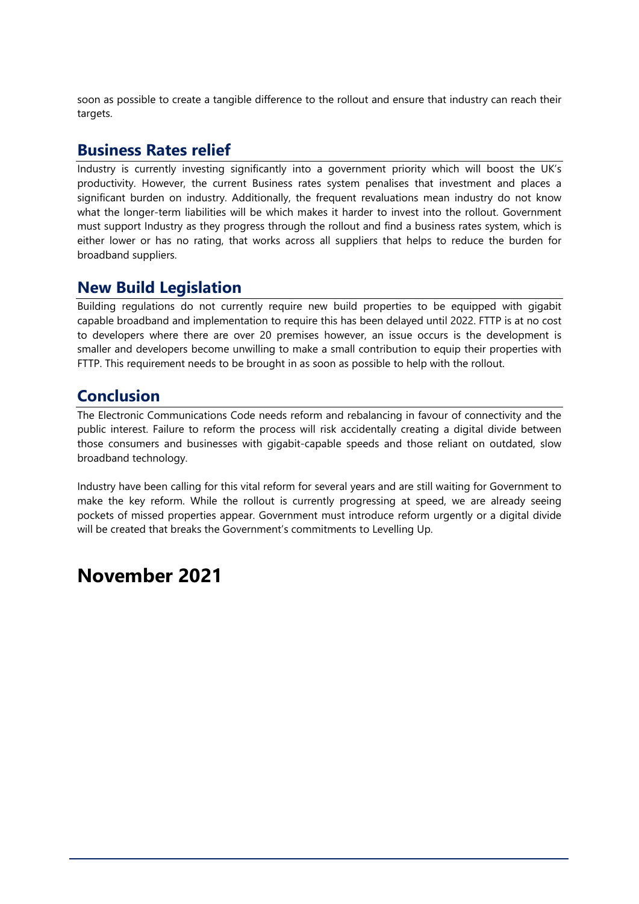soon as possible to create a tangible difference to the rollout and ensure that industry can reach their targets.

## Business Rates relief

Industry is currently investing significantly into a government priority which will boost the UK's productivity. However, the current Business rates system penalises that investment and places a significant burden on industry. Additionally, the frequent revaluations mean industry do not know what the longer-term liabilities will be which makes it harder to invest into the rollout. Government must support Industry as they progress through the rollout and find a business rates system, which is either lower or has no rating, that works across all suppliers that helps to reduce the burden for broadband suppliers.

## New Build Legislation

Building regulations do not currently require new build properties to be equipped with gigabit capable broadband and implementation to require this has been delayed until 2022. FTTP is at no cost to developers where there are over 20 premises however, an issue occurs is the development is smaller and developers become unwilling to make a small contribution to equip their properties with FTTP. This requirement needs to be brought in as soon as possible to help with the rollout.

## Conclusion

The Electronic Communications Code needs reform and rebalancing in favour of connectivity and the public interest. Failure to reform the process will risk accidentally creating a digital divide between those consumers and businesses with gigabit-capable speeds and those reliant on outdated, slow broadband technology.

Industry have been calling for this vital reform for several years and are still waiting for Government to make the key reform. While the rollout is currently progressing at speed, we are already seeing pockets of missed properties appear. Government must introduce reform urgently or a digital divide will be created that breaks the Government's commitments to Levelling Up.

# November 2021